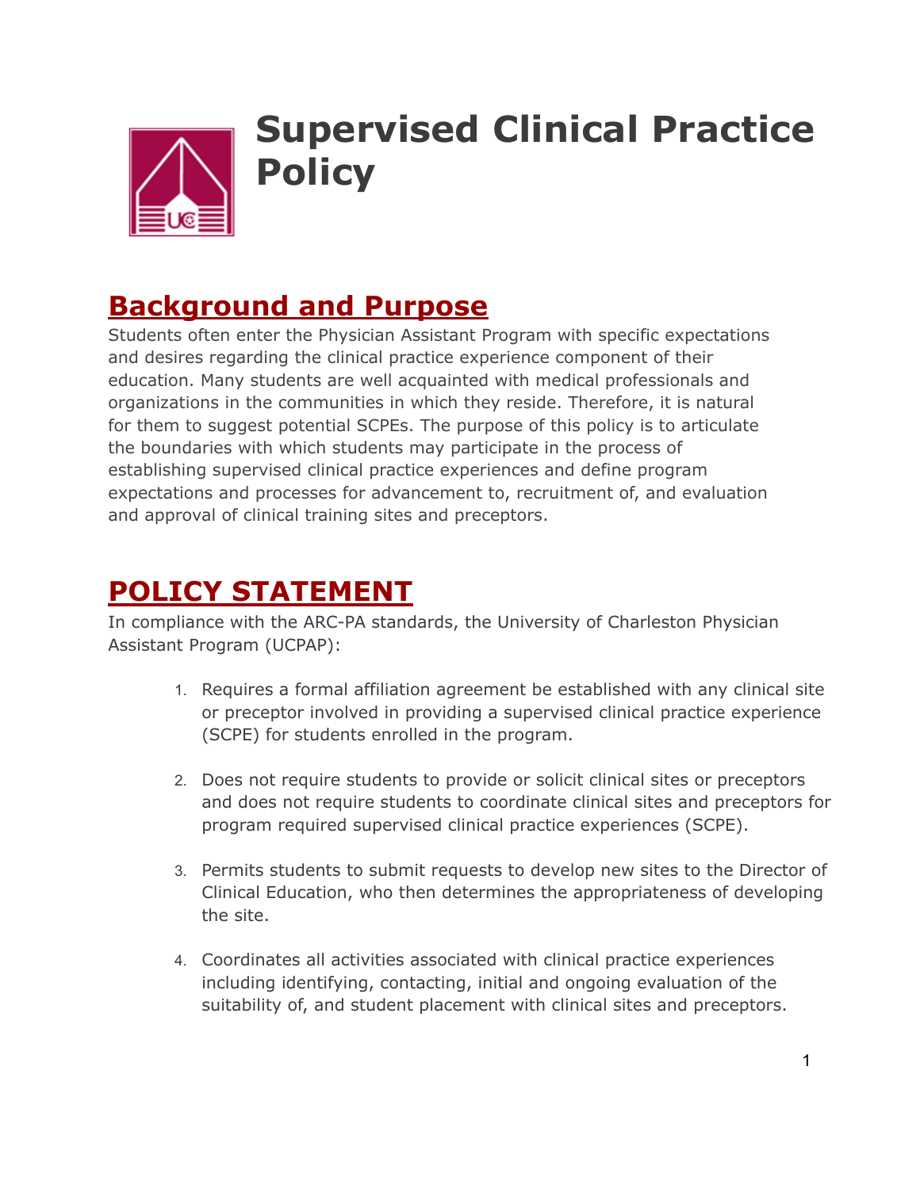# Supervised Clinical Practice Policy

## Background and Purpose

Students often enter the Physician Assistant Program with specific expectations and desires regarding the clinical practice experience component of their education. Many students are well acquainted with medical professionals and organizations in the communities in which they reside. Therefore, it is natural for them to suggest potential SCPEs. The purpose of this policy is to articulate the boundaries with which students may participate in the process of establishing supervised clinical practice experiences and define program expectations and processes for advancement to, recruitment of, and evaluation and approval of clinical training sites and preceptors.

## POLICY STATEMENT

In compliance with the ARC-PA standards, the University of Charleston Physician Assistant Program (UCPAP):

1. Requires a formal affiliation agreement be established with any clinical site or preceptor involved in providing a supervised clinical practice experience (SCPE) for students enrolled in the program.
2. Does not require students to provide or solicit clinical sites or preceptors and does not require students to coordinate clinical sites and preceptors for program required supervised clinical practice experiences (SCPE).
3. Permits students to submit requests to develop new sites to the Director of Clinical Education, who then determines the appropriateness of developing the site.
4. Coordinates all activities associated with clinical practice experiences including identifying, contacting, initial and ongoing evaluation of the suitability of, and student placement with clinical sites and preceptors.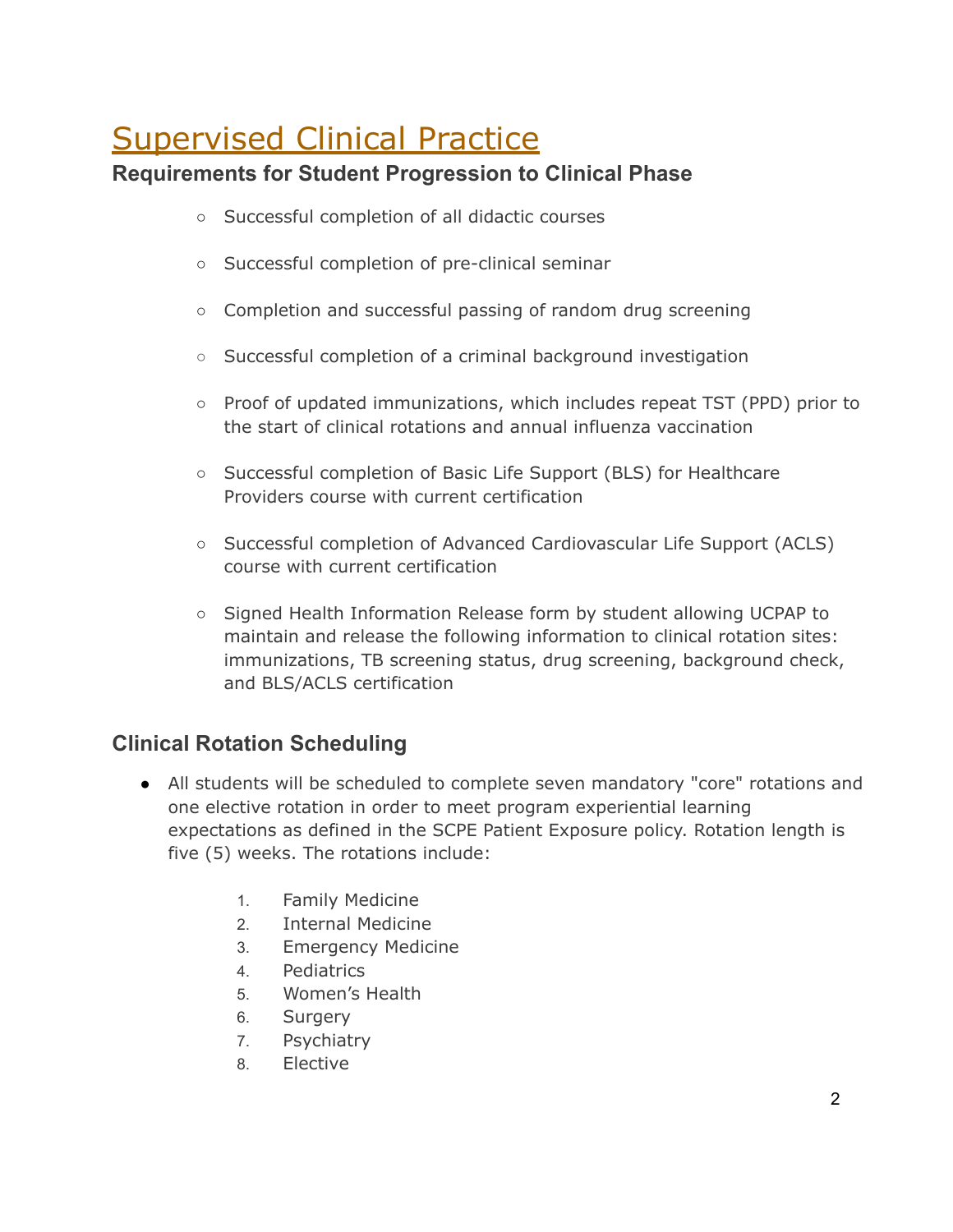# Supervised Clinical Practice

## Requirements for Student Progression to Clinical Phase

- Successful completion of all didactic courses
- Successful completion of pre-clinical seminar
- Completion and successful passing of random drug screening
- Successful completion of a criminal background investigation
- Proof of updated immunizations, which includes repeat TST (PPD) prior to the start of clinical rotations and annual influenza vaccination
- Successful completion of Basic Life Support (BLS) for Healthcare Providers course with current certification
- Successful completion of Advanced Cardiovascular Life Support (ACLS) course with current certification
- Signed Health Information Release form by student allowing UCPAP to maintain and release the following information to clinical rotation sites: immunizations, TB screening status, drug screening, background check, and BLS/ACLS certification

## Clinical Rotation Scheduling

- All students will be scheduled to complete seven mandatory "core" rotations and one elective rotation in order to meet program experiential learning expectations as defined in the SCPE Patient Exposure policy. Rotation length is five (5) weeks. The rotations include:

  1. Family Medicine
  2. Internal Medicine
  3. Emergency Medicine
  4. Pediatrics
  5. Women's Health
  6. Surgery
  7. Psychiatry
  8. Elective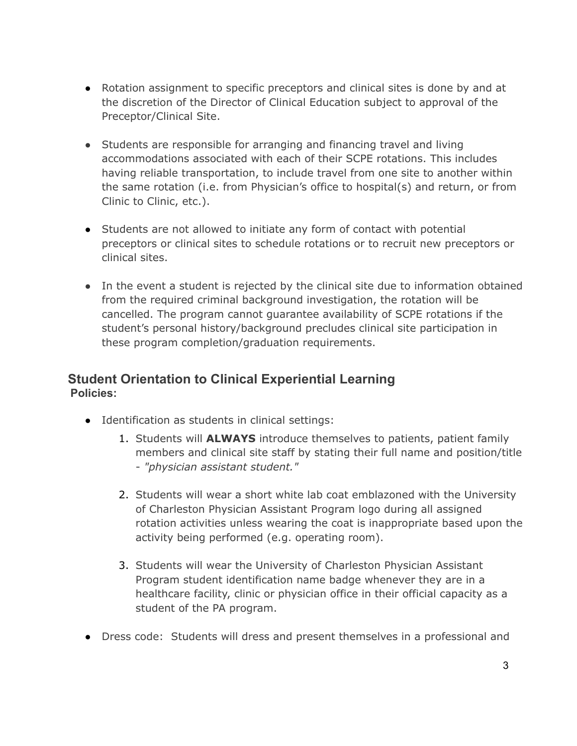- Rotation assignment to specific preceptors and clinical sites is done by and at the discretion of the Director of Clinical Education subject to approval of the Preceptor/Clinical Site.

- Students are responsible for arranging and financing travel and living accommodations associated with each of their SCPE rotations. This includes having reliable transportation, to include travel from one site to another within the same rotation (i.e. from Physician's office to hospital(s) and return, or from Clinic to Clinic, etc.).

- Students are not allowed to initiate any form of contact with potential preceptors or clinical sites to schedule rotations or to recruit new preceptors or clinical sites.

- In the event a student is rejected by the clinical site due to information obtained from the required criminal background investigation, the rotation will be cancelled. The program cannot guarantee availability of SCPE rotations if the student's personal history/background precludes clinical site participation in these program completion/graduation requirements.

## Student Orientation to Clinical Experiential Learning

**Policies:**

- Identification as students in clinical settings:
    1. Students will **ALWAYS** introduce themselves to patients, patient family members and clinical site staff by stating their full name and position/title - *"physician assistant student."*

    2. Students will wear a short white lab coat emblazoned with the University of Charleston Physician Assistant Program logo during all assigned rotation activities unless wearing the coat is inappropriate based upon the activity being performed (e.g. operating room).

    3. Students will wear the University of Charleston Physician Assistant Program student identification name badge whenever they are in a healthcare facility, clinic or physician office in their official capacity as a student of the PA program.

- Dress code: Students will dress and present themselves in a professional and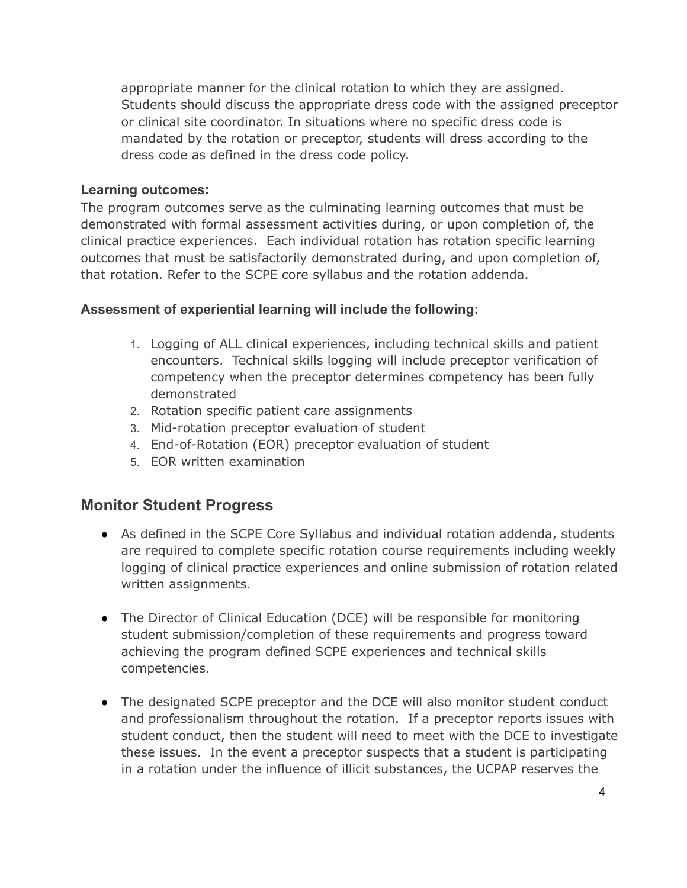appropriate manner for the clinical rotation to which they are assigned. Students should discuss the appropriate dress code with the assigned preceptor or clinical site coordinator. In situations where no specific dress code is mandated by the rotation or preceptor, students will dress according to the dress code as defined in the dress code policy.

**Learning outcomes:**

The program outcomes serve as the culminating learning outcomes that must be demonstrated with formal assessment activities during, or upon completion of, the clinical practice experiences. Each individual rotation has rotation specific learning outcomes that must be satisfactorily demonstrated during, and upon completion of, that rotation. Refer to the SCPE core syllabus and the rotation addenda.

**Assessment of experiential learning will include the following:**

1. Logging of ALL clinical experiences, including technical skills and patient encounters. Technical skills logging will include preceptor verification of competency when the preceptor determines competency has been fully demonstrated
2. Rotation specific patient care assignments
3. Mid-rotation preceptor evaluation of student
4. End-of-Rotation (EOR) preceptor evaluation of student
5. EOR written examination

## Monitor Student Progress

- As defined in the SCPE Core Syllabus and individual rotation addenda, students are required to complete specific rotation course requirements including weekly logging of clinical practice experiences and online submission of rotation related written assignments.

- The Director of Clinical Education (DCE) will be responsible for monitoring student submission/completion of these requirements and progress toward achieving the program defined SCPE experiences and technical skills competencies.

- The designated SCPE preceptor and the DCE will also monitor student conduct and professionalism throughout the rotation. If a preceptor reports issues with student conduct, then the student will need to meet with the DCE to investigate these issues. In the event a preceptor suspects that a student is participating in a rotation under the influence of illicit substances, the UCPAP reserves the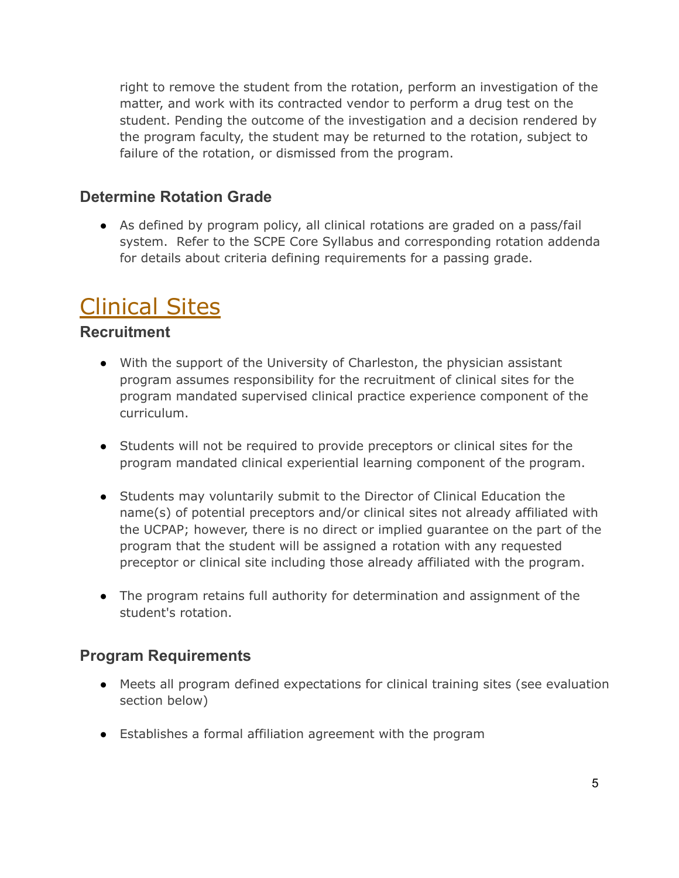right to remove the student from the rotation, perform an investigation of the matter, and work with its contracted vendor to perform a drug test on the student. Pending the outcome of the investigation and a decision rendered by the program faculty, the student may be returned to the rotation, subject to failure of the rotation, or dismissed from the program.

### Determine Rotation Grade

- As defined by program policy, all clinical rotations are graded on a pass/fail system. Refer to the SCPE Core Syllabus and corresponding rotation addenda for details about criteria defining requirements for a passing grade.

## Clinical Sites

### Recruitment

- With the support of the University of Charleston, the physician assistant program assumes responsibility for the recruitment of clinical sites for the program mandated supervised clinical practice experience component of the curriculum.

- Students will not be required to provide preceptors or clinical sites for the program mandated clinical experiential learning component of the program.

- Students may voluntarily submit to the Director of Clinical Education the name(s) of potential preceptors and/or clinical sites not already affiliated with the UCPAP; however, there is no direct or implied guarantee on the part of the program that the student will be assigned a rotation with any requested preceptor or clinical site including those already affiliated with the program.

- The program retains full authority for determination and assignment of the student's rotation.

### Program Requirements

- Meets all program defined expectations for clinical training sites (see evaluation section below)

- Establishes a formal affiliation agreement with the program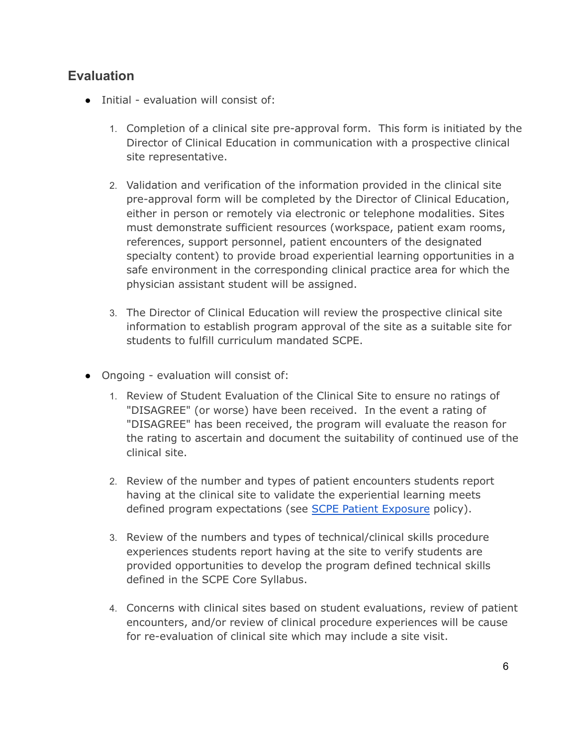## Evaluation

- Initial - evaluation will consist of:

    1. Completion of a clinical site pre-approval form. This form is initiated by the Director of Clinical Education in communication with a prospective clinical site representative.

    2. Validation and verification of the information provided in the clinical site pre-approval form will be completed by the Director of Clinical Education, either in person or remotely via electronic or telephone modalities. Sites must demonstrate sufficient resources (workspace, patient exam rooms, references, support personnel, patient encounters of the designated specialty content) to provide broad experiential learning opportunities in a safe environment in the corresponding clinical practice area for which the physician assistant student will be assigned.

    3. The Director of Clinical Education will review the prospective clinical site information to establish program approval of the site as a suitable site for students to fulfill curriculum mandated SCPE.

- Ongoing - evaluation will consist of:

    1. Review of Student Evaluation of the Clinical Site to ensure no ratings of "DISAGREE" (or worse) have been received. In the event a rating of "DISAGREE" has been received, the program will evaluate the reason for the rating to ascertain and document the suitability of continued use of the clinical site.

    2. Review of the number and types of patient encounters students report having at the clinical site to validate the experiential learning meets defined program expectations (see SCPE Patient Exposure policy).

    3. Review of the numbers and types of technical/clinical skills procedure experiences students report having at the site to verify students are provided opportunities to develop the program defined technical skills defined in the SCPE Core Syllabus.

    4. Concerns with clinical sites based on student evaluations, review of patient encounters, and/or review of clinical procedure experiences will be cause for re-evaluation of clinical site which may include a site visit.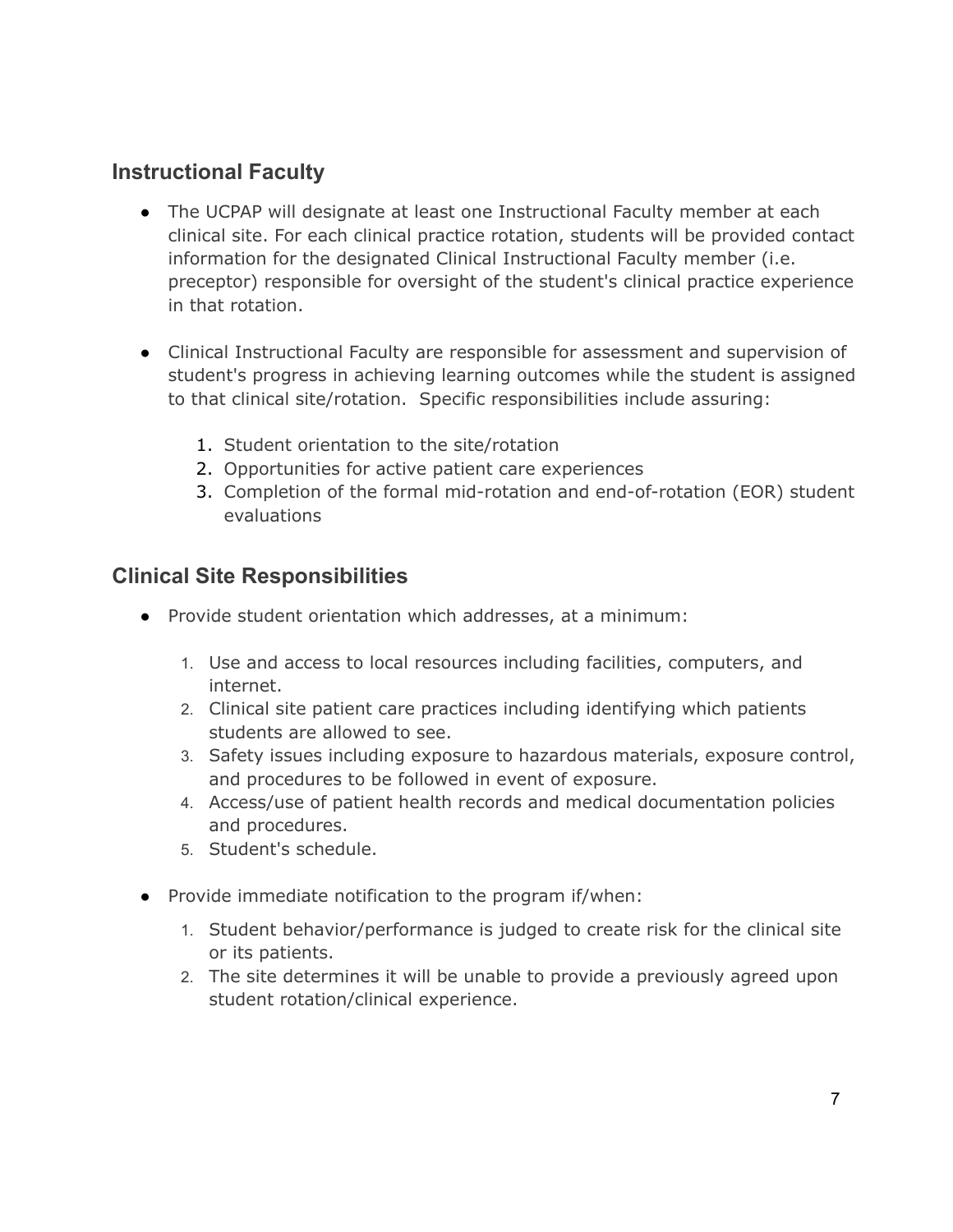## Instructional Faculty

- The UCPAP will designate at least one Instructional Faculty member at each clinical site. For each clinical practice rotation, students will be provided contact information for the designated Clinical Instructional Faculty member (i.e. preceptor) responsible for oversight of the student's clinical practice experience in that rotation.

- Clinical Instructional Faculty are responsible for assessment and supervision of student's progress in achieving learning outcomes while the student is assigned to that clinical site/rotation. Specific responsibilities include assuring:

    1. Student orientation to the site/rotation
    2. Opportunities for active patient care experiences
    3. Completion of the formal mid-rotation and end-of-rotation (EOR) student evaluations

## Clinical Site Responsibilities

- Provide student orientation which addresses, at a minimum:

    1. Use and access to local resources including facilities, computers, and internet.
    2. Clinical site patient care practices including identifying which patients students are allowed to see.
    3. Safety issues including exposure to hazardous materials, exposure control, and procedures to be followed in event of exposure.
    4. Access/use of patient health records and medical documentation policies and procedures.
    5. Student's schedule.

- Provide immediate notification to the program if/when:

    1. Student behavior/performance is judged to create risk for the clinical site or its patients.
    2. The site determines it will be unable to provide a previously agreed upon student rotation/clinical experience.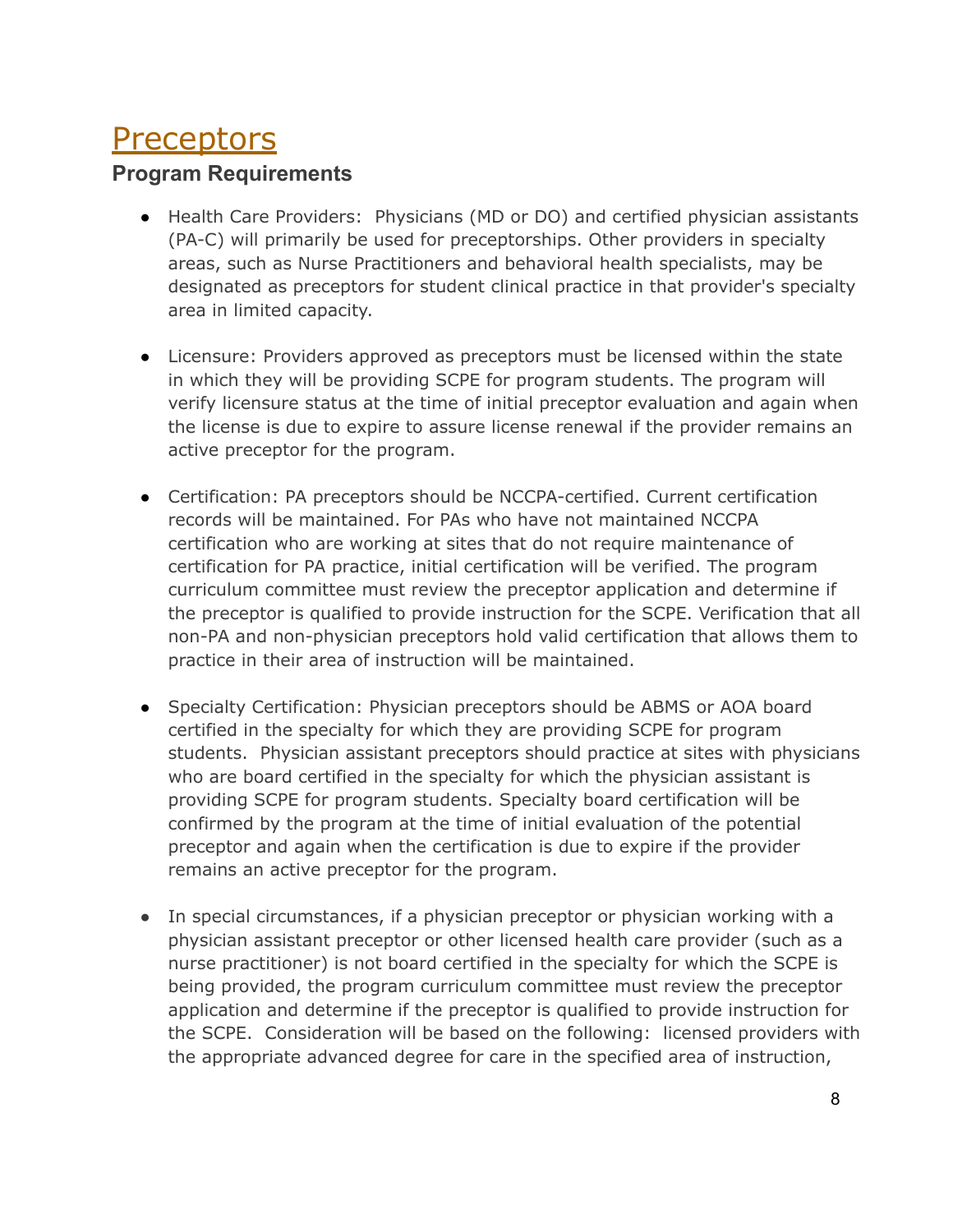# Preceptors

## Program Requirements

- Health Care Providers: Physicians (MD or DO) and certified physician assistants (PA-C) will primarily be used for preceptorships. Other providers in specialty areas, such as Nurse Practitioners and behavioral health specialists, may be designated as preceptors for student clinical practice in that provider's specialty area in limited capacity.

- Licensure: Providers approved as preceptors must be licensed within the state in which they will be providing SCPE for program students. The program will verify licensure status at the time of initial preceptor evaluation and again when the license is due to expire to assure license renewal if the provider remains an active preceptor for the program.

- Certification: PA preceptors should be NCCPA-certified. Current certification records will be maintained. For PAs who have not maintained NCCPA certification who are working at sites that do not require maintenance of certification for PA practice, initial certification will be verified. The program curriculum committee must review the preceptor application and determine if the preceptor is qualified to provide instruction for the SCPE. Verification that all non-PA and non-physician preceptors hold valid certification that allows them to practice in their area of instruction will be maintained.

- Specialty Certification: Physician preceptors should be ABMS or AOA board certified in the specialty for which they are providing SCPE for program students. Physician assistant preceptors should practice at sites with physicians who are board certified in the specialty for which the physician assistant is providing SCPE for program students. Specialty board certification will be confirmed by the program at the time of initial evaluation of the potential preceptor and again when the certification is due to expire if the provider remains an active preceptor for the program.

- In special circumstances, if a physician preceptor or physician working with a physician assistant preceptor or other licensed health care provider (such as a nurse practitioner) is not board certified in the specialty for which the SCPE is being provided, the program curriculum committee must review the preceptor application and determine if the preceptor is qualified to provide instruction for the SCPE. Consideration will be based on the following: licensed providers with the appropriate advanced degree for care in the specified area of instruction,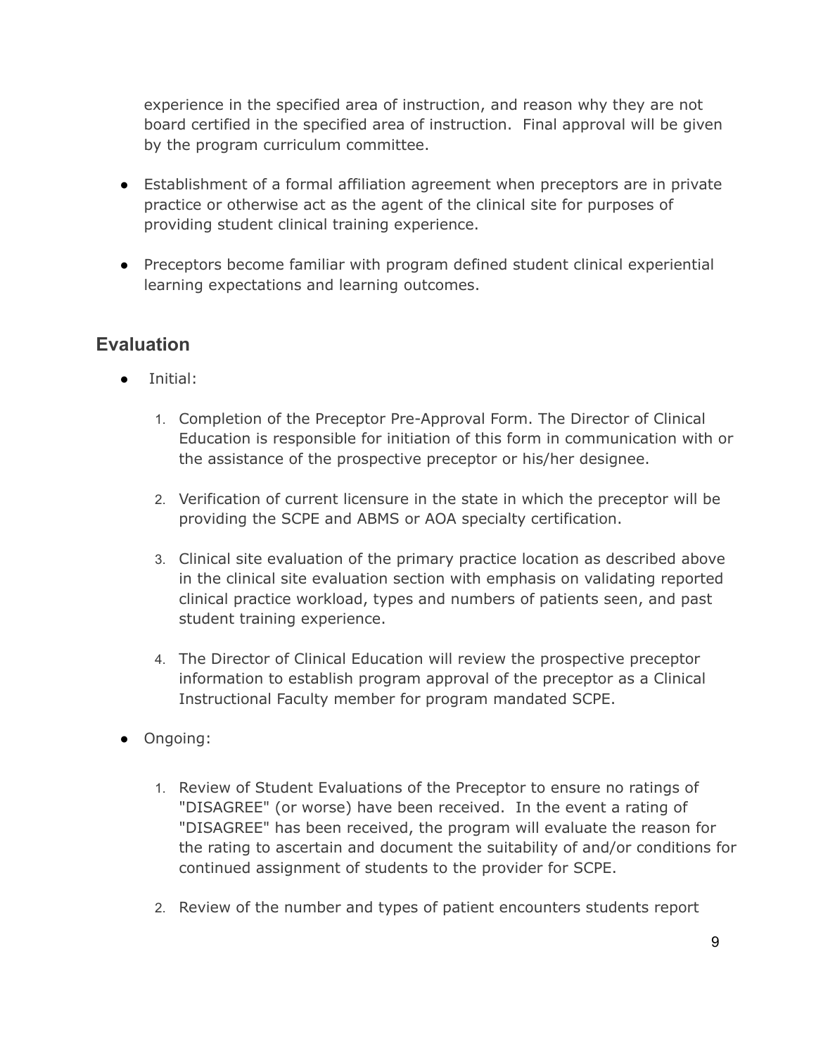experience in the specified area of instruction, and reason why they are not board certified in the specified area of instruction. Final approval will be given by the program curriculum committee.

- Establishment of a formal affiliation agreement when preceptors are in private practice or otherwise act as the agent of the clinical site for purposes of providing student clinical training experience.

- Preceptors become familiar with program defined student clinical experiential learning expectations and learning outcomes.

## Evaluation

- Initial:

  1. Completion of the Preceptor Pre-Approval Form. The Director of Clinical Education is responsible for initiation of this form in communication with or the assistance of the prospective preceptor or his/her designee.

  2. Verification of current licensure in the state in which the preceptor will be providing the SCPE and ABMS or AOA specialty certification.

  3. Clinical site evaluation of the primary practice location as described above in the clinical site evaluation section with emphasis on validating reported clinical practice workload, types and numbers of patients seen, and past student training experience.

  4. The Director of Clinical Education will review the prospective preceptor information to establish program approval of the preceptor as a Clinical Instructional Faculty member for program mandated SCPE.

- Ongoing:

  1. Review of Student Evaluations of the Preceptor to ensure no ratings of "DISAGREE" (or worse) have been received. In the event a rating of "DISAGREE" has been received, the program will evaluate the reason for the rating to ascertain and document the suitability of and/or conditions for continued assignment of students to the provider for SCPE.

  2. Review of the number and types of patient encounters students report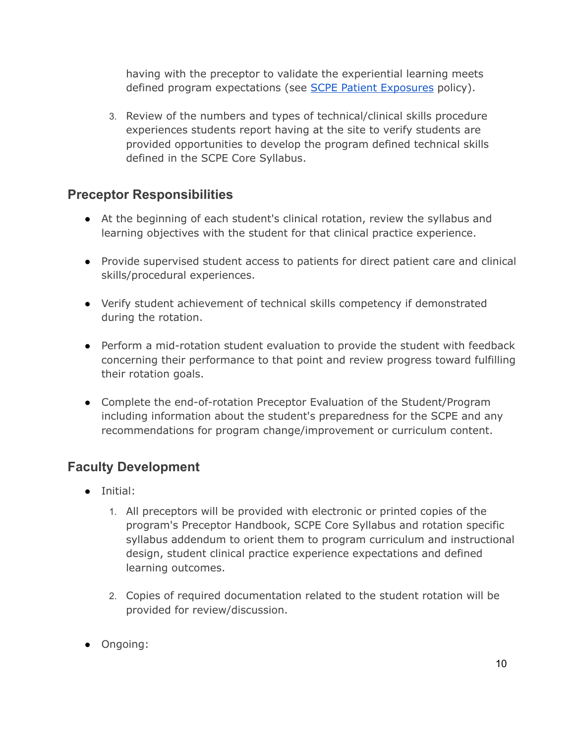having with the preceptor to validate the experiential learning meets defined program expectations (see [SCPE Patient Exposures]() policy).

3. Review of the numbers and types of technical/clinical skills procedure experiences students report having at the site to verify students are provided opportunities to develop the program defined technical skills defined in the SCPE Core Syllabus.

## Preceptor Responsibilities

- At the beginning of each student's clinical rotation, review the syllabus and learning objectives with the student for that clinical practice experience.
- Provide supervised student access to patients for direct patient care and clinical skills/procedural experiences.
- Verify student achievement of technical skills competency if demonstrated during the rotation.
- Perform a mid-rotation student evaluation to provide the student with feedback concerning their performance to that point and review progress toward fulfilling their rotation goals.
- Complete the end-of-rotation Preceptor Evaluation of the Student/Program including information about the student's preparedness for the SCPE and any recommendations for program change/improvement or curriculum content.

## Faculty Development

- Initial:
    1. All preceptors will be provided with electronic or printed copies of the program's Preceptor Handbook, SCPE Core Syllabus and rotation specific syllabus addendum to orient them to program curriculum and instructional design, student clinical practice experience expectations and defined learning outcomes.
    2. Copies of required documentation related to the student rotation will be provided for review/discussion.
- Ongoing: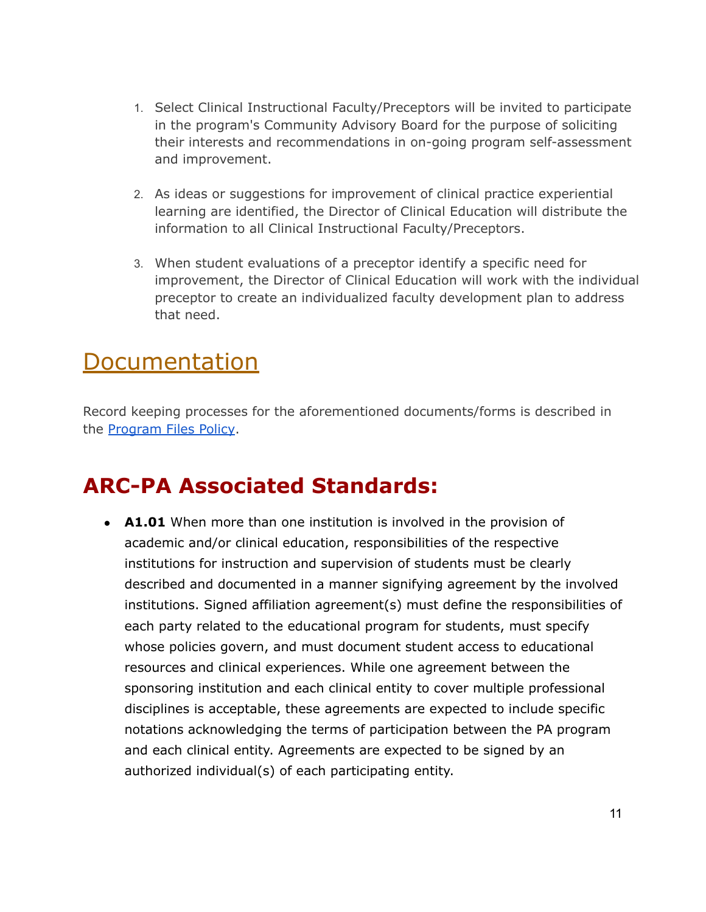1. Select Clinical Instructional Faculty/Preceptors will be invited to participate in the program's Community Advisory Board for the purpose of soliciting their interests and recommendations in on-going program self-assessment and improvement.

2. As ideas or suggestions for improvement of clinical practice experiential learning are identified, the Director of Clinical Education will distribute the information to all Clinical Instructional Faculty/Preceptors.

3. When student evaluations of a preceptor identify a specific need for improvement, the Director of Clinical Education will work with the individual preceptor to create an individualized faculty development plan to address that need.

# Documentation

Record keeping processes for the aforementioned documents/forms is described in the [Program Files Policy](#).

## ARC-PA Associated Standards:

- **A1.01** When more than one institution is involved in the provision of academic and/or clinical education, responsibilities of the respective institutions for instruction and supervision of students must be clearly described and documented in a manner signifying agreement by the involved institutions. Signed affiliation agreement(s) must define the responsibilities of each party related to the educational program for students, must specify whose policies govern, and must document student access to educational resources and clinical experiences. While one agreement between the sponsoring institution and each clinical entity to cover multiple professional disciplines is acceptable, these agreements are expected to include specific notations acknowledging the terms of participation between the PA program and each clinical entity. Agreements are expected to be signed by an authorized individual(s) of each participating entity.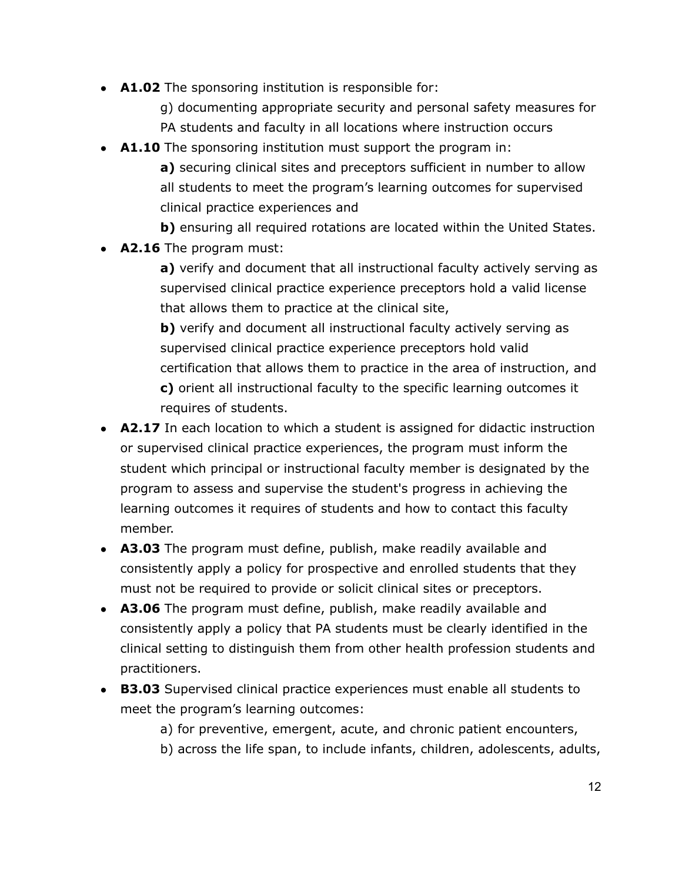- **A1.02** The sponsoring institution is responsible for:
    - g) documenting appropriate security and personal safety measures for PA students and faculty in all locations where instruction occurs
- **A1.10** The sponsoring institution must support the program in:
    - **a)** securing clinical sites and preceptors sufficient in number to allow all students to meet the program's learning outcomes for supervised clinical practice experiences and
    - **b)** ensuring all required rotations are located within the United States.
- **A2.16** The program must:
    - **a)** verify and document that all instructional faculty actively serving as supervised clinical practice experience preceptors hold a valid license that allows them to practice at the clinical site,
    - **b)** verify and document all instructional faculty actively serving as supervised clinical practice experience preceptors hold valid certification that allows them to practice in the area of instruction, and
    - **c)** orient all instructional faculty to the specific learning outcomes it requires of students.
- **A2.17** In each location to which a student is assigned for didactic instruction or supervised clinical practice experiences, the program must inform the student which principal or instructional faculty member is designated by the program to assess and supervise the student's progress in achieving the learning outcomes it requires of students and how to contact this faculty member.
- **A3.03** The program must define, publish, make readily available and consistently apply a policy for prospective and enrolled students that they must not be required to provide or solicit clinical sites or preceptors.
- **A3.06** The program must define, publish, make readily available and consistently apply a policy that PA students must be clearly identified in the clinical setting to distinguish them from other health profession students and practitioners.
- **B3.03** Supervised clinical practice experiences must enable all students to meet the program's learning outcomes:
    - a) for preventive, emergent, acute, and chronic patient encounters,
    - b) across the life span, to include infants, children, adolescents, adults,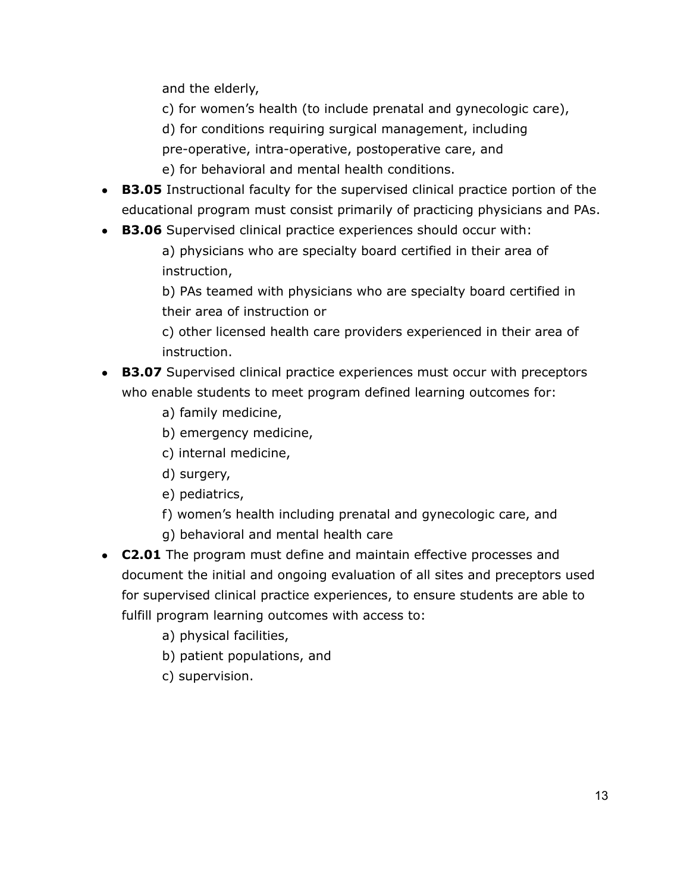and the elderly,

c) for women's health (to include prenatal and gynecologic care),

d) for conditions requiring surgical management, including pre-operative, intra-operative, postoperative care, and

e) for behavioral and mental health conditions.

- **B3.05** Instructional faculty for the supervised clinical practice portion of the educational program must consist primarily of practicing physicians and PAs.
- **B3.06** Supervised clinical practice experiences should occur with:
    - a) physicians who are specialty board certified in their area of instruction,
    - b) PAs teamed with physicians who are specialty board certified in their area of instruction or
    - c) other licensed health care providers experienced in their area of instruction.
- **B3.07** Supervised clinical practice experiences must occur with preceptors who enable students to meet program defined learning outcomes for:
    - a) family medicine,
    - b) emergency medicine,
    - c) internal medicine,
    - d) surgery,
    - e) pediatrics,
    - f) women's health including prenatal and gynecologic care, and
    - g) behavioral and mental health care
- **C2.01** The program must define and maintain effective processes and document the initial and ongoing evaluation of all sites and preceptors used for supervised clinical practice experiences, to ensure students are able to fulfill program learning outcomes with access to:
    - a) physical facilities,
    - b) patient populations, and
    - c) supervision.